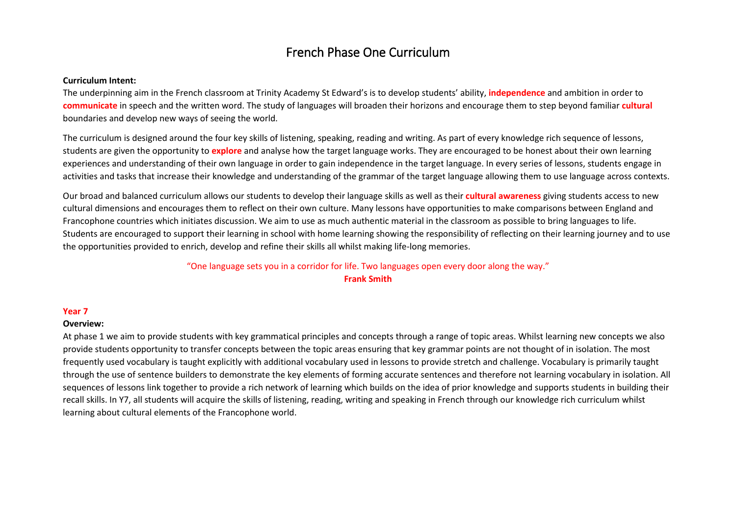# French Phase One Curriculum

**Curriculum Intent:**

The underpinning aim in the French classroom at Trinity Academy St Edward's is to develop students' ability, **independence** and ambition in order to **communicate** in speech and the written word. The study of languages will broaden their horizons and encourage them to step beyond familiar **cultural** boundaries and develop new ways of seeing the world.

The curriculum is designed around the four key skills of listening, speaking, reading and writing. As part of every knowledge rich sequence of lessons, students are given the opportunity to **explore** and analyse how the target language works. They are encouraged to be honest about their own learning experiences and understanding of their own language in order to gain independence in the target language. In every series of lessons, students engage in activities and tasks that increase their knowledge and understanding of the grammar of the target language allowing them to use language across contexts.

Our broad and balanced curriculum allows our students to develop their language skills as well as their **cultural awareness** giving students access to new cultural dimensions and encourages them to reflect on their own culture. Many lessons have opportunities to make comparisons between England and Francophone countries which initiates discussion. We aim to use as much authentic material in the classroom as possible to bring languages to life. Students are encouraged to support their learning in school with home learning showing the responsibility of reflecting on their learning journey and to use the opportunities provided to enrich, develop and refine their skills all whilst making life-long memories.

"One language sets you in a corridor for life. Two languages open every door along the way."
**Frank Smith**

**Year 7**

**Overview:**

At phase 1 we aim to provide students with key grammatical principles and concepts through a range of topic areas. Whilst learning new concepts we also provide students opportunity to transfer concepts between the topic areas ensuring that key grammar points are not thought of in isolation. The most frequently used vocabulary is taught explicitly with additional vocabulary used in lessons to provide stretch and challenge. Vocabulary is primarily taught through the use of sentence builders to demonstrate the key elements of forming accurate sentences and therefore not learning vocabulary in isolation. All sequences of lessons link together to provide a rich network of learning which builds on the idea of prior knowledge and supports students in building their recall skills. In Y7, all students will acquire the skills of listening, reading, writing and speaking in French through our knowledge rich curriculum whilst learning about cultural elements of the Francophone world.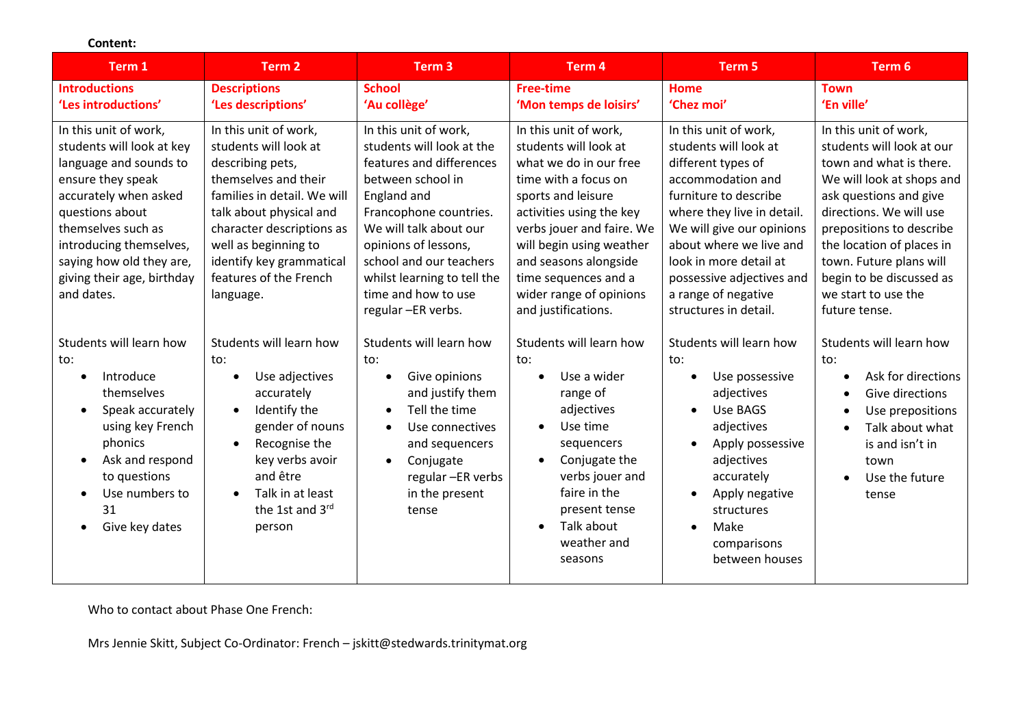**Content:**

| Term 1 | Term 2 | Term 3 | Term 4 | Term 5 | Term 6 |
|---|---|---|---|---|---|
| **Introductions**<br>**'Les introductions'** | **Descriptions**<br>**'Les descriptions'** | **School**<br>**'Au collège'** | **Free-time**<br>**'Mon temps de loisirs'** | **Home**<br>**'Chez moi'** | **Town**<br>**'En ville'** |
| In this unit of work, students will look at key language and sounds to ensure they speak accurately when asked questions about themselves such as introducing themselves, saying how old they are, giving their age, birthday and dates.<br><br>Students will learn how to:<br>• Introduce themselves<br>• Speak accurately using key French phonics<br>• Ask and respond to questions<br>• Use numbers to 31<br>• Give key dates | In this unit of work, students will look at describing pets, themselves and their families in detail. We will talk about physical and character descriptions as well as beginning to identify key grammatical features of the French language.<br><br>Students will learn how to:<br>• Use adjectives accurately<br>• Identify the gender of nouns<br>• Recognise the key verbs avoir and être<br>• Talk in at least the 1st and 3rd person | In this unit of work, students will look at the features and differences between school in England and Francophone countries. We will talk about our opinions of lessons, school and our teachers whilst learning to tell the time and how to use regular –ER verbs.<br><br>Students will learn how to:<br>• Give opinions and justify them<br>• Tell the time<br>• Use connectives and sequencers<br>• Conjugate regular –ER verbs in the present tense | In this unit of work, students will look at what we do in our free time with a focus on sports and leisure activities using the key verbs jouer and faire. We will begin using weather and seasons alongside time sequences and a wider range of opinions and justifications.<br><br>Students will learn how to:<br>• Use a wider range of adjectives<br>• Use time sequencers<br>• Conjugate the verbs jouer and faire in the present tense<br>• Talk about weather and seasons | In this unit of work, students will look at different types of accommodation and furniture to describe where they live in detail. We will give our opinions about where we live and look in more detail at possessive adjectives and a range of negative structures in detail.<br><br>Students will learn how to:<br>• Use possessive adjectives<br>• Use BAGS adjectives<br>• Apply possessive adjectives accurately<br>• Apply negative structures<br>• Make comparisons between houses | In this unit of work, students will look at our town and what is there. We will look at shops and ask questions and give directions. We will use prepositions to describe the location of places in town. Future plans will begin to be discussed as we start to use the future tense.<br><br>Students will learn how to:<br>• Ask for directions<br>• Give directions<br>• Use prepositions<br>• Talk about what is and isn't in town<br>• Use the future tense |

Who to contact about Phase One French:

Mrs Jennie Skitt, Subject Co-Ordinator: French – jskitt@stedwards.trinitymat.org